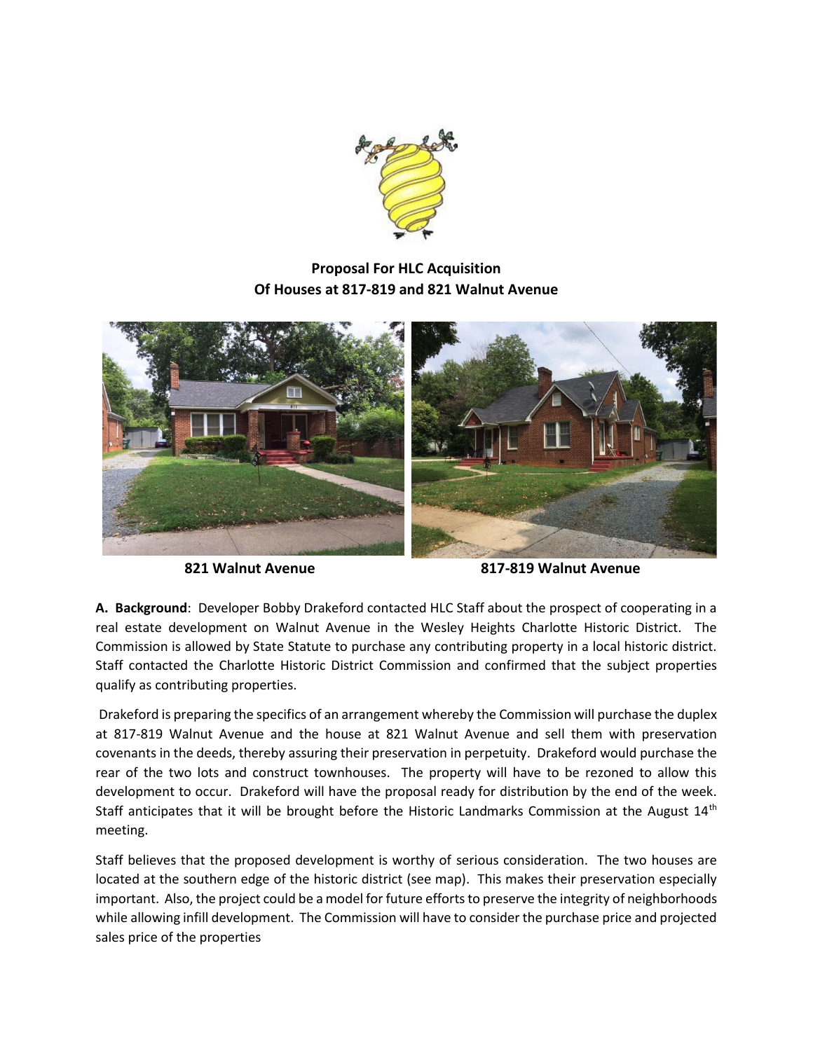## Proposal For HLC Acquisition
## Of Houses at 817-819 and 821 Walnut Avenue

821 Walnut Avenue

817-819 Walnut Avenue

**A. Background**: Developer Bobby Drakeford contacted HLC Staff about the prospect of cooperating in a real estate development on Walnut Avenue in the Wesley Heights Charlotte Historic District. The Commission is allowed by State Statute to purchase any contributing property in a local historic district. Staff contacted the Charlotte Historic District Commission and confirmed that the subject properties qualify as contributing properties.

Drakeford is preparing the specifics of an arrangement whereby the Commission will purchase the duplex at 817-819 Walnut Avenue and the house at 821 Walnut Avenue and sell them with preservation covenants in the deeds, thereby assuring their preservation in perpetuity. Drakeford would purchase the rear of the two lots and construct townhouses. The property will have to be rezoned to allow this development to occur. Drakeford will have the proposal ready for distribution by the end of the week. Staff anticipates that it will be brought before the Historic Landmarks Commission at the August 14th meeting.

Staff believes that the proposed development is worthy of serious consideration. The two houses are located at the southern edge of the historic district (see map). This makes their preservation especially important. Also, the project could be a model for future efforts to preserve the integrity of neighborhoods while allowing infill development. The Commission will have to consider the purchase price and projected sales price of the properties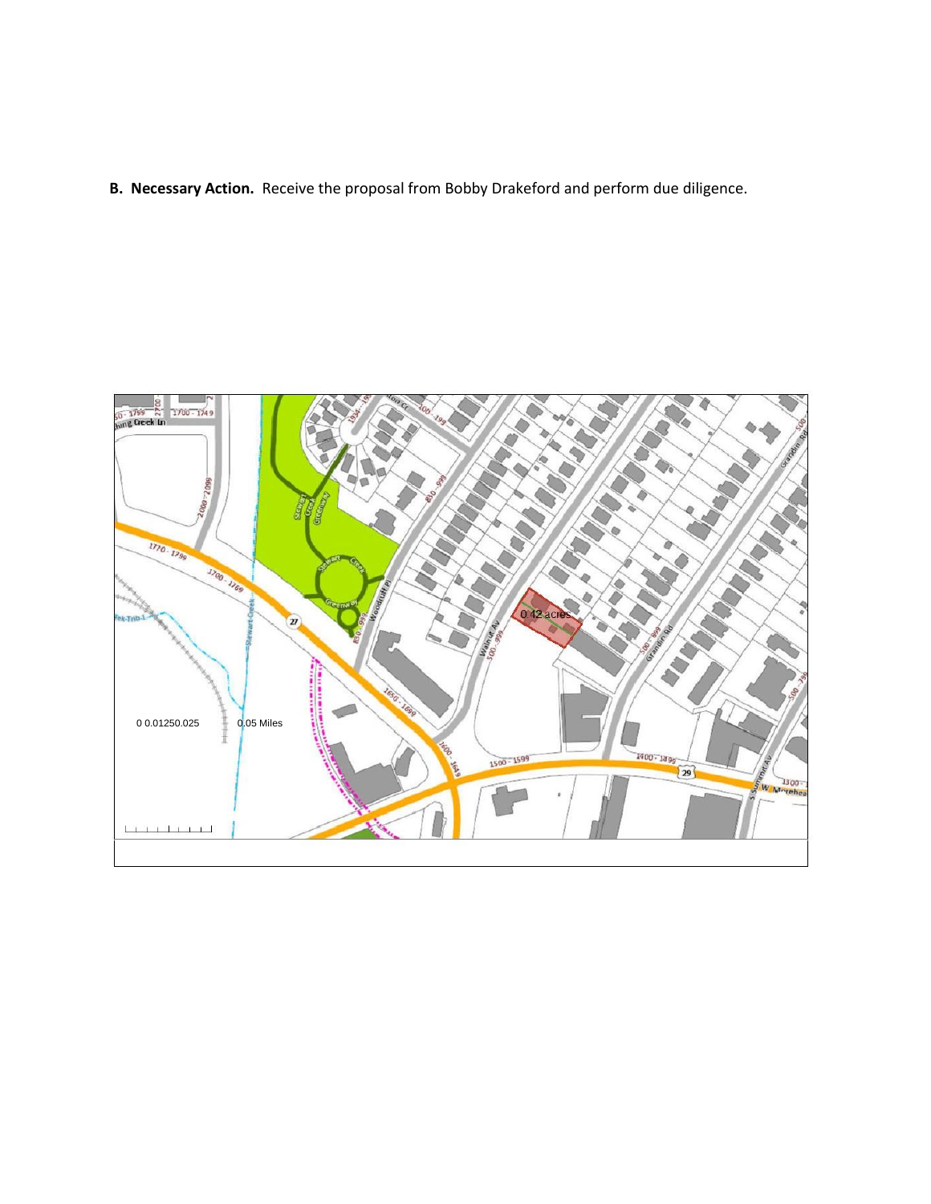**B. Necessary Action.** Receive the proposal from Bobby Drakeford and perform due diligence.

0.42 acres

0 0.01250.025 0.05 Miles